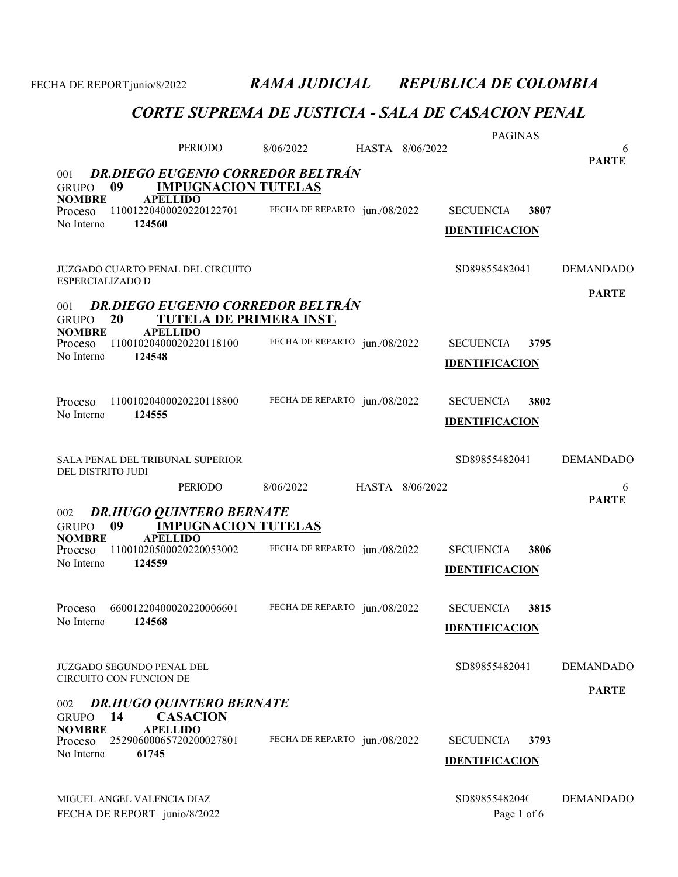FECHA DE REPORT junio/8/2022 *RAMA JUDICIAL REPUBLICA DE COLOMBIA*

## *CORTE SUPREMA DE JUSTICIA - SALA DE CASACION PENAL*

PERIODO 8/06/2022 HASTA 8/06/2022 PAGINAS 6

**PARTE**

### 001 *DR.DIEGO EUGENIO CORREDOR BELTRÁN*

GRUPO **09** **IMPUGNACION TUTELAS**

**NOMBRE** **APELLIDO**

Proceso 11001220400020220122701 FECHA DE REPARTO jun./08/2022 SECUENCIA **3807**

No Interno **124560** **IDENTIFICACION**

JUZGADO CUARTO PENAL DEL CIRCUITO ESPERCIALIZADO D SD89855482041 DEMANDADO

**PARTE**

### 001 *DR.DIEGO EUGENIO CORREDOR BELTRÁN*

GRUPO **20** **TUTELA DE PRIMERA INST.**

**NOMBRE** **APELLIDO**

Proceso 11001020400020220118100 FECHA DE REPARTO jun./08/2022 SECUENCIA **3795**

No Interno **124548** **IDENTIFICACION**

Proceso 11001020400020220118800 FECHA DE REPARTO jun./08/2022 SECUENCIA **3802**

No Interno **124555** **IDENTIFICACION**

SALA PENAL DEL TRIBUNAL SUPERIOR DEL DISTRITO JUDI SD89855482041 DEMANDADO

PERIODO 8/06/2022 HASTA 8/06/2022 6

**PARTE**

### 002 *DR.HUGO QUINTERO BERNATE*

GRUPO **09** **IMPUGNACION TUTELAS**

**NOMBRE** **APELLIDO**

Proceso 11001020500020220053002 FECHA DE REPARTO jun./08/2022 SECUENCIA **3806**

No Interno **124559** **IDENTIFICACION**

Proceso 66001220400020220006601 FECHA DE REPARTO jun./08/2022 SECUENCIA **3815**

No Interno **124568** **IDENTIFICACION**

JUZGADO SEGUNDO PENAL DEL CIRCUITO CON FUNCION DE SD89855482041 DEMANDADO

**PARTE**

### 002 *DR.HUGO QUINTERO BERNATE*

GRUPO **14** **CASACION**

**NOMBRE** **APELLIDO**

Proceso 25290600065720200027801 FECHA DE REPARTO jun./08/2022 SECUENCIA **3793**

No Interno **61745** **IDENTIFICACION**

MIGUEL ANGEL VALENCIA DIAZ SD8985548204( DEMANDADO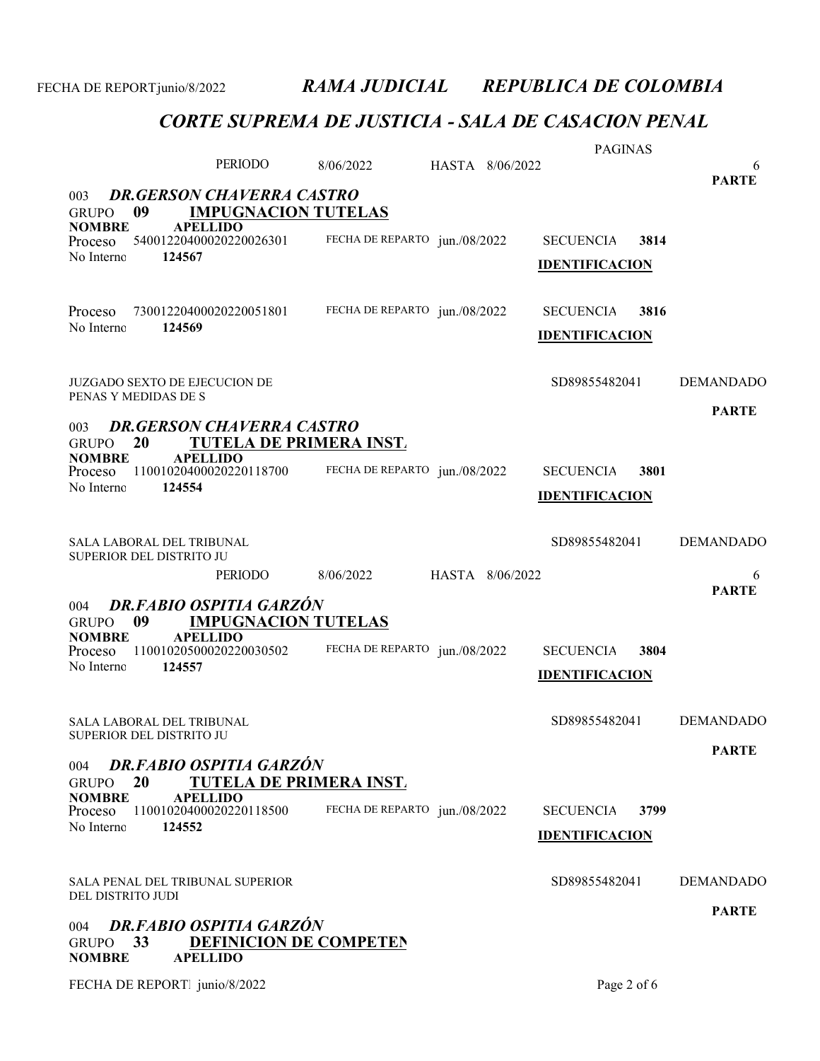# RAMA JUDICIAL REPUBLICA DE COLOMBIA

## CORTE SUPREMA DE JUSTICIA - SALA DE CASACION PENAL

PERIODO 8/06/2022 HASTA 8/06/2022

PAGINAS 6

**PARTE**

003 ***DR.GERSON CHAVERRA CASTRO***

GRUPO **09** **IMPUGNACION TUTELAS**

**NOMBRE** **APELLIDO**

Proceso 54001220400020220026301 FECHA DE REPARTO jun./08/2022 SECUENCIA **3814**

No Interno **124567**

**IDENTIFICACION**

Proceso 73001220400020220051801 FECHA DE REPARTO jun./08/2022 SECUENCIA **3816**

No Interno **124569**

**IDENTIFICACION**

JUZGADO SEXTO DE EJECUCION DE PENAS Y MEDIDAS DE S SD89855482041 DEMANDADO

**PARTE**

003 ***DR.GERSON CHAVERRA CASTRO***

GRUPO **20** **TUTELA DE PRIMERA INST.**

**NOMBRE** **APELLIDO**

Proceso 11001020400020220118700 FECHA DE REPARTO jun./08/2022 SECUENCIA **3801**

No Interno **124554**

**IDENTIFICACION**

SALA LABORAL DEL TRIBUNAL SUPERIOR DEL DISTRITO JU SD89855482041 DEMANDADO

PERIODO 8/06/2022 HASTA 8/06/2022 6

**PARTE**

004 ***DR.FABIO OSPITIA GARZÓN***

GRUPO **09** **IMPUGNACION TUTELAS**

**NOMBRE** **APELLIDO**

Proceso 11001020500020220030502 FECHA DE REPARTO jun./08/2022 SECUENCIA **3804**

No Interno **124557**

**IDENTIFICACION**

SALA LABORAL DEL TRIBUNAL SUPERIOR DEL DISTRITO JU SD89855482041 DEMANDADO

**PARTE**

004 ***DR.FABIO OSPITIA GARZÓN***

GRUPO **20** **TUTELA DE PRIMERA INST.**

**NOMBRE** **APELLIDO**

Proceso 11001020400020220118500 FECHA DE REPARTO jun./08/2022 SECUENCIA **3799**

No Interno **124552**

**IDENTIFICACION**

SALA PENAL DEL TRIBUNAL SUPERIOR DEL DISTRITO JUDI SD89855482041 DEMANDADO

**PARTE**

004 ***DR.FABIO OSPITIA GARZÓN***

GRUPO **33** **DEFINICION DE COMPETEN**

**NOMBRE** **APELLIDO**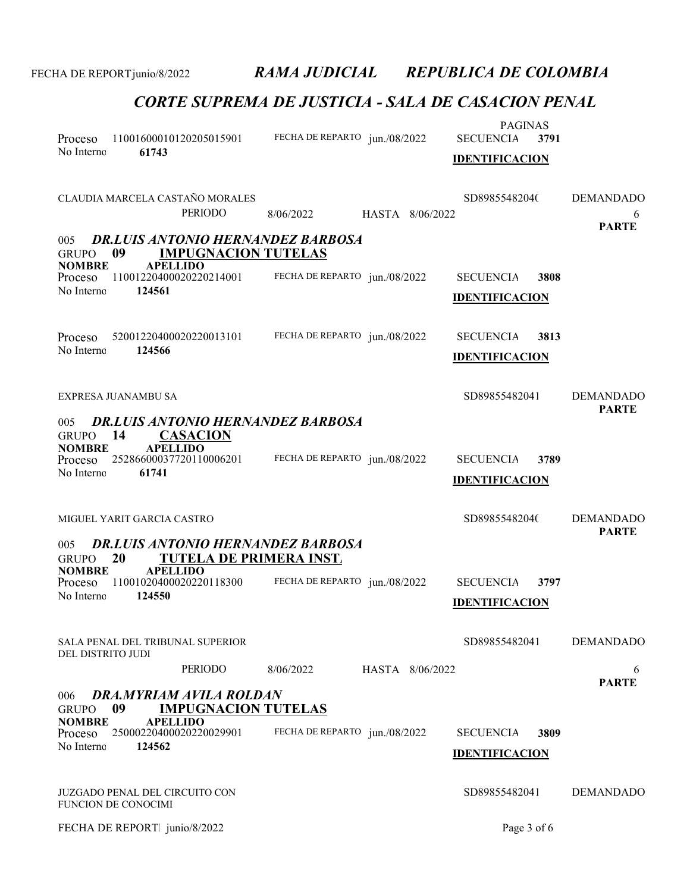FECHA DE REPORT junio/8/2022 *RAMA JUDICIAL* *REPUBLICA DE COLOMBIA*

## *CORTE SUPREMA DE JUSTICIA - SALA DE CASACION PENAL*

PAGINAS

Proceso 11001600010120205015901 FECHA DE REPARTO jun./08/2022 SECUENCIA **3791**
No Interno **61743** **IDENTIFICACION**

CLAUDIA MARCELA CASTAÑO MORALES SD89855482040 DEMANDADO
PERIODO 8/06/2022 HASTA 8/06/2022 6
**PARTE**

005 ***DR.LUIS ANTONIO HERNANDEZ BARBOSA***
GRUPO **09** **IMPUGNACION TUTELAS**
**NOMBRE** **APELLIDO**
Proceso 11001220400020220214001 FECHA DE REPARTO jun./08/2022 SECUENCIA **3808**
No Interno **124561** **IDENTIFICACION**

Proceso 52001220400020220013101 FECHA DE REPARTO jun./08/2022 SECUENCIA **3813**
No Interno **124566** **IDENTIFICACION**

EXPRESA JUANAMBU SA SD89855482041 DEMANDADO
**PARTE**

005 ***DR.LUIS ANTONIO HERNANDEZ BARBOSA***
GRUPO **14** **CASACION**
**NOMBRE** **APELLIDO**
Proceso 25286600037720110006201 FECHA DE REPARTO jun./08/2022 SECUENCIA **3789**
No Interno **61741** **IDENTIFICACION**

MIGUEL YARIT GARCIA CASTRO SD89855482040 DEMANDADO
**PARTE**

005 ***DR.LUIS ANTONIO HERNANDEZ BARBOSA***
GRUPO **20** **TUTELA DE PRIMERA INST.**
**NOMBRE** **APELLIDO**
Proceso 11001020400020220118300 FECHA DE REPARTO jun./08/2022 SECUENCIA **3797**
No Interno **124550** **IDENTIFICACION**

SALA PENAL DEL TRIBUNAL SUPERIOR DEL DISTRITO JUDI SD89855482041 DEMANDADO
PERIODO 8/06/2022 HASTA 8/06/2022 6
**PARTE**

006 ***DRA.MYRIAM AVILA ROLDAN***
GRUPO **09** **IMPUGNACION TUTELAS**
**NOMBRE** **APELLIDO**
Proceso 25000220400020220029901 FECHA DE REPARTO jun./08/2022 SECUENCIA **3809**
No Interno **124562** **IDENTIFICACION**

JUZGADO PENAL DEL CIRCUITO CON FUNCION DE CONOCIMI SD89855482041 DEMANDADO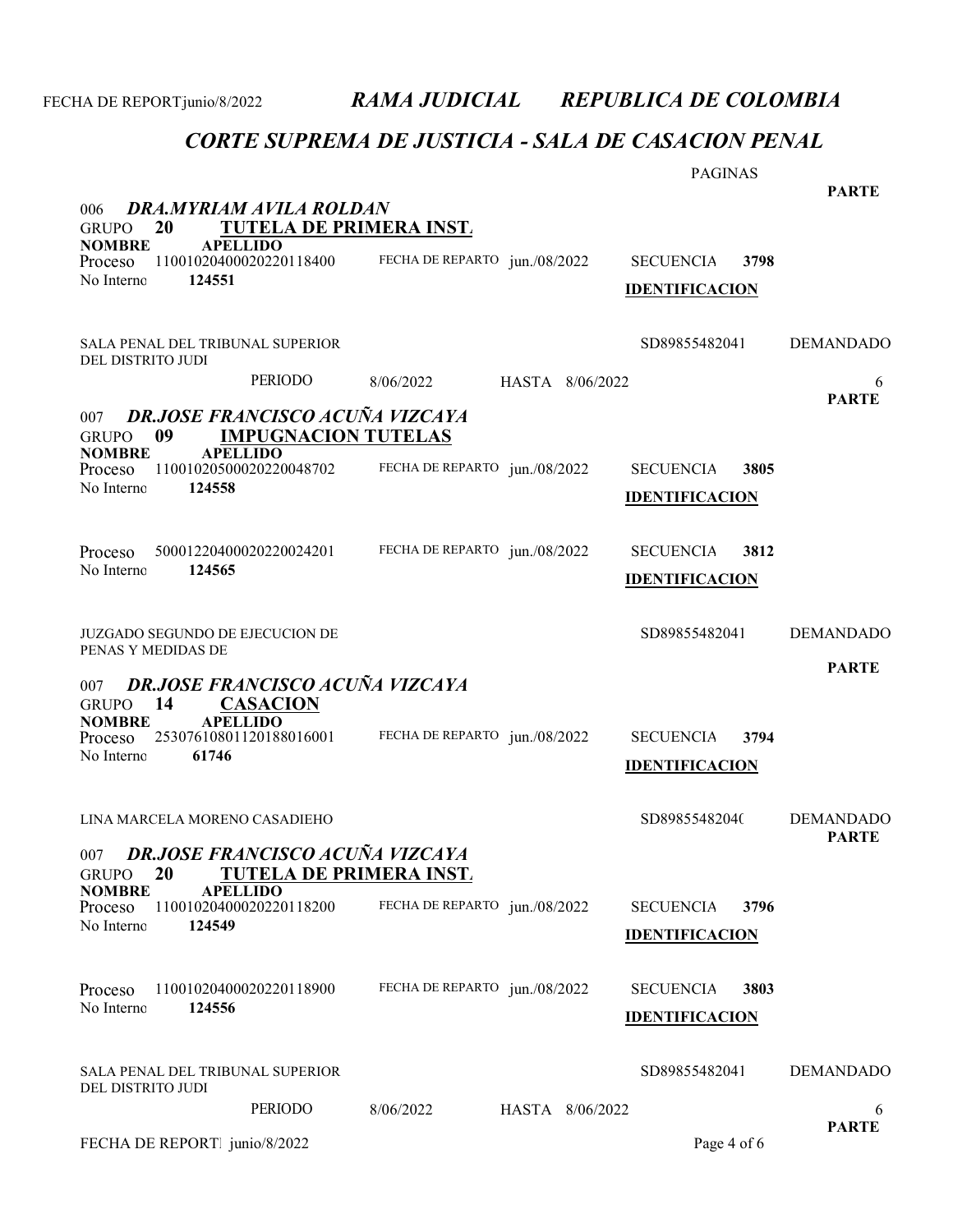# RAMA JUDICIAL REPUBLICA DE COLOMBIA

## CORTE SUPREMA DE JUSTICIA - SALA DE CASACION PENAL

PAGINAS

**PARTE**

### 006 *DRA.MYRIAM AVILA ROLDAN*

GRUPO **20** **TUTELA DE PRIMERA INST.**

**NOMBRE** **APELLIDO**

Proceso 11001020400020220118400 FECHA DE REPARTO jun./08/2022 SECUENCIA **3798**

No Interno **124551** **IDENTIFICACION**

SALA PENAL DEL TRIBUNAL SUPERIOR DEL DISTRITO JUDI SD89855482041 DEMANDADO

PERIODO 8/06/2022 HASTA 8/06/2022 6

**PARTE**

### 007 *DR.JOSE FRANCISCO ACUÑA VIZCAYA*

GRUPO **09** **IMPUGNACION TUTELAS**

**NOMBRE** **APELLIDO**

Proceso 11001020500020220048702 FECHA DE REPARTO jun./08/2022 SECUENCIA **3805**

No Interno **124558** **IDENTIFICACION**

Proceso 50001220400020220024201 FECHA DE REPARTO jun./08/2022 SECUENCIA **3812**

No Interno **124565** **IDENTIFICACION**

JUZGADO SEGUNDO DE EJECUCION DE PENAS Y MEDIDAS DE SD89855482041 DEMANDADO

**PARTE**

### 007 *DR.JOSE FRANCISCO ACUÑA VIZCAYA*

GRUPO **14** **CASACION**

**NOMBRE** **APELLIDO**

Proceso 25307610801120188016001 FECHA DE REPARTO jun./08/2022 SECUENCIA **3794**

No Interno **61746** **IDENTIFICACION**

LINA MARCELA MORENO CASADIEHO SD8985548204( DEMANDADO

**PARTE**

### 007 *DR.JOSE FRANCISCO ACUÑA VIZCAYA*

GRUPO **20** **TUTELA DE PRIMERA INST.**

**NOMBRE** **APELLIDO**

Proceso 11001020400020220118200 FECHA DE REPARTO jun./08/2022 SECUENCIA **3796**

No Interno **124549** **IDENTIFICACION**

Proceso 11001020400020220118900 FECHA DE REPARTO jun./08/2022 SECUENCIA **3803**

No Interno **124556** **IDENTIFICACION**

SALA PENAL DEL TRIBUNAL SUPERIOR DEL DISTRITO JUDI SD89855482041 DEMANDADO

PERIODO 8/06/2022 HASTA 8/06/2022 6

**PARTE**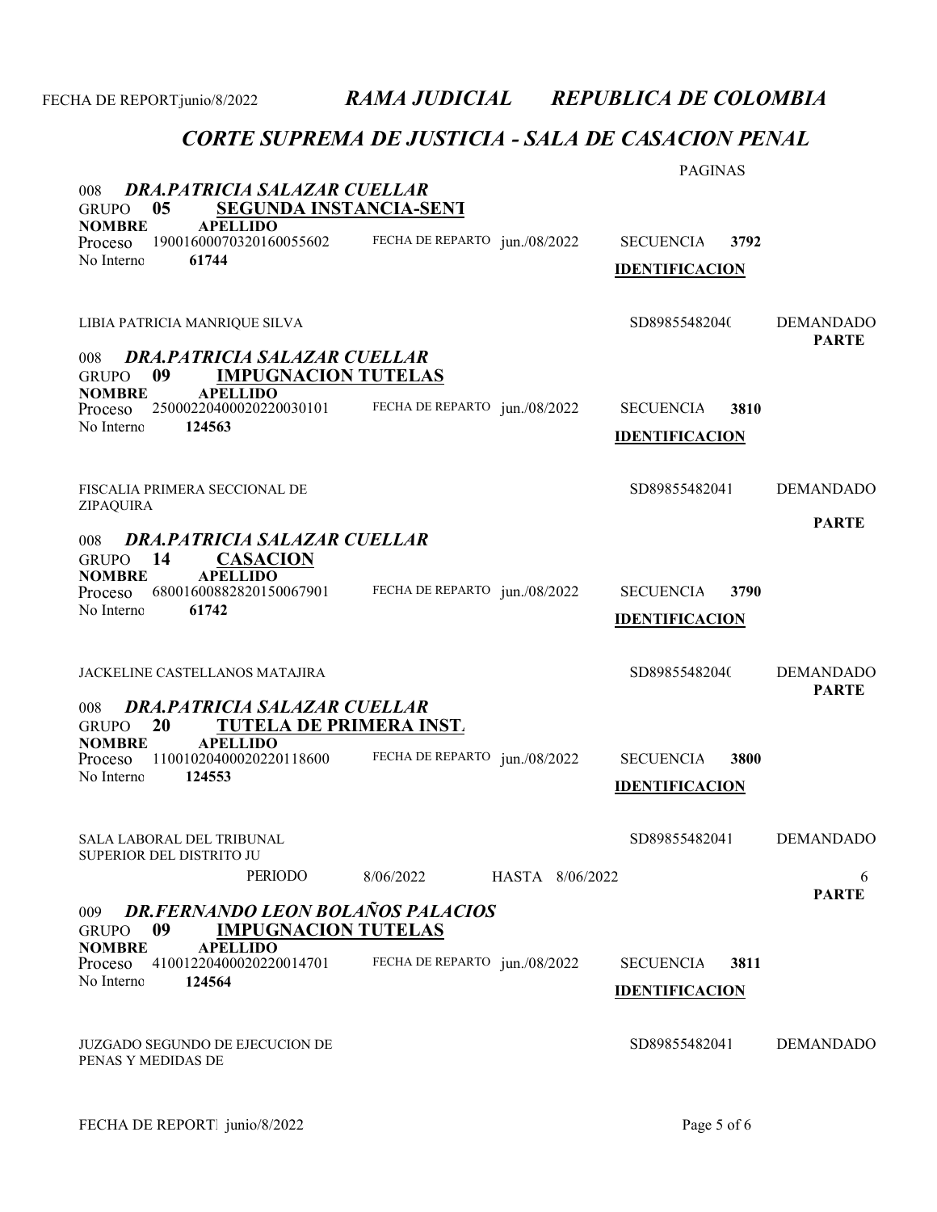# RAMA JUDICIAL REPUBLICA DE COLOMBIA

## CORTE SUPREMA DE JUSTICIA - SALA DE CASACION PENAL

PAGINAS

008 ***DRA.PATRICIA SALAZAR CUELLAR***
GRUPO **05** **SEGUNDA INSTANCIA-SENT**
**NOMBRE** **APELLIDO**
Proceso 19001600070320160055602 FECHA DE REPARTO jun./08/2022 SECUENCIA **3792**
No Interno **61744**
**IDENTIFICACION**

LIBIA PATRICIA MANRIQUE SILVA SD8985548204( DEMANDADO
**PARTE**

008 ***DRA.PATRICIA SALAZAR CUELLAR***
GRUPO **09** **IMPUGNACION TUTELAS**
**NOMBRE** **APELLIDO**
Proceso 25000220400020220030101 FECHA DE REPARTO jun./08/2022 SECUENCIA **3810**
No Interno **124563**
**IDENTIFICACION**

FISCALIA PRIMERA SECCIONAL DE ZIPAQUIRA SD89855482041 DEMANDADO
**PARTE**

008 ***DRA.PATRICIA SALAZAR CUELLAR***
GRUPO **14** **CASACION**
**NOMBRE** **APELLIDO**
Proceso 68001600882820150067901 FECHA DE REPARTO jun./08/2022 SECUENCIA **3790**
No Interno **61742**
**IDENTIFICACION**

JACKELINE CASTELLANOS MATAJIRA SD8985548204( DEMANDADO
**PARTE**

008 ***DRA.PATRICIA SALAZAR CUELLAR***
GRUPO **20** **TUTELA DE PRIMERA INST.**
**NOMBRE** **APELLIDO**
Proceso 11001020400020220118600 FECHA DE REPARTO jun./08/2022 SECUENCIA **3800**
No Interno **124553**
**IDENTIFICACION**

SALA LABORAL DEL TRIBUNAL SUPERIOR DEL DISTRITO JU SD89855482041 DEMANDADO

PERIODO 8/06/2022 HASTA 8/06/2022 6
**PARTE**

009 ***DR.FERNANDO LEON BOLAÑOS PALACIOS***
GRUPO **09** **IMPUGNACION TUTELAS**
**NOMBRE** **APELLIDO**
Proceso 41001220400020220014701 FECHA DE REPARTO jun./08/2022 SECUENCIA **3811**
No Interno **124564**
**IDENTIFICACION**

JUZGADO SEGUNDO DE EJECUCION DE PENAS Y MEDIDAS DE SD89855482041 DEMANDADO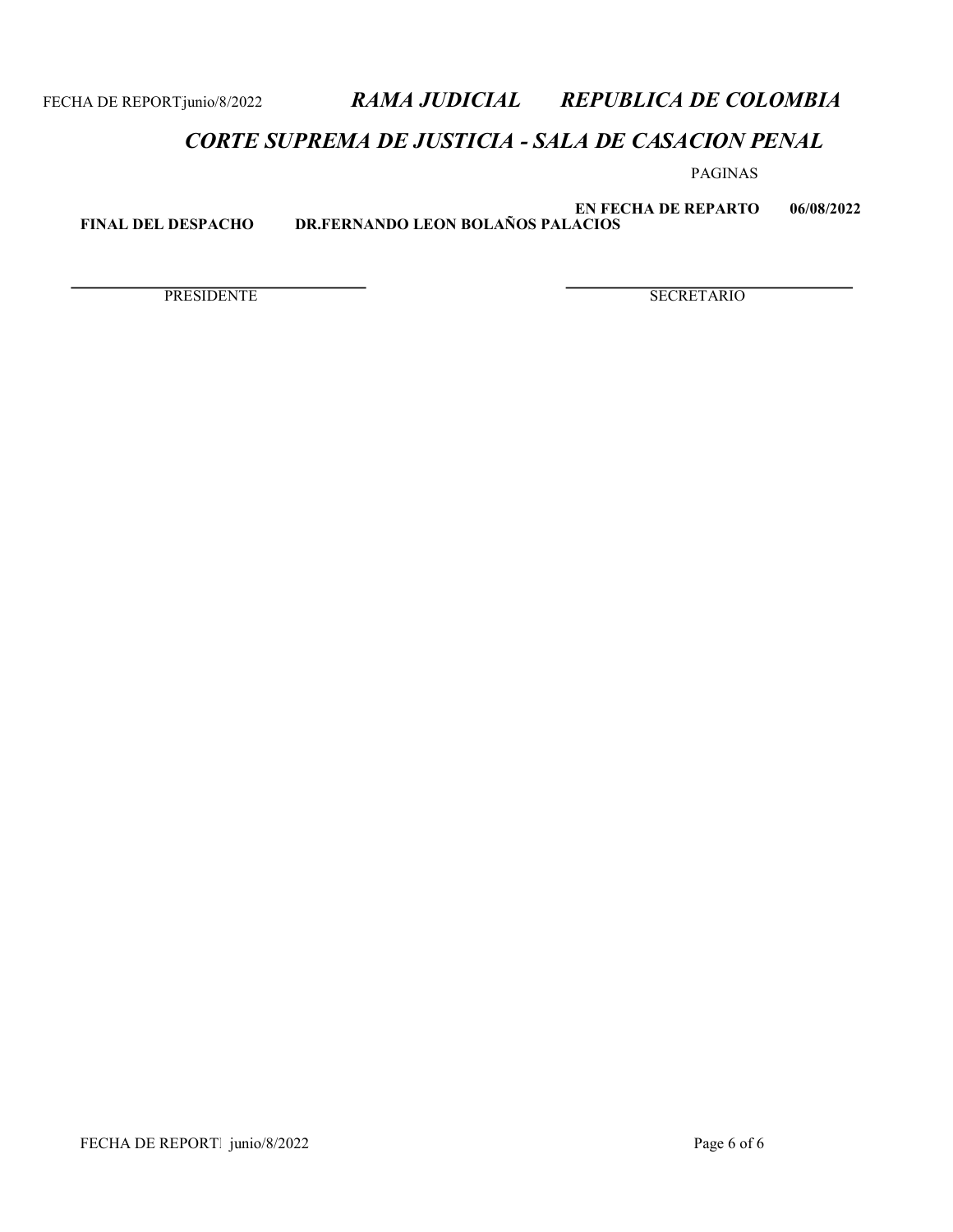FECHA DE REPORT junio/8/2022

*RAMA JUDICIAL* *REPUBLICA DE COLOMBIA*

## *CORTE SUPREMA DE JUSTICIA - SALA DE CASACION PENAL*

PAGINAS

**EN FECHA DE REPARTO** **06/08/2022**

**FINAL DEL DESPACHO** **DR.FERNANDO LEON BOLAÑOS PALACIOS**

PRESIDENTE

SECRETARIO